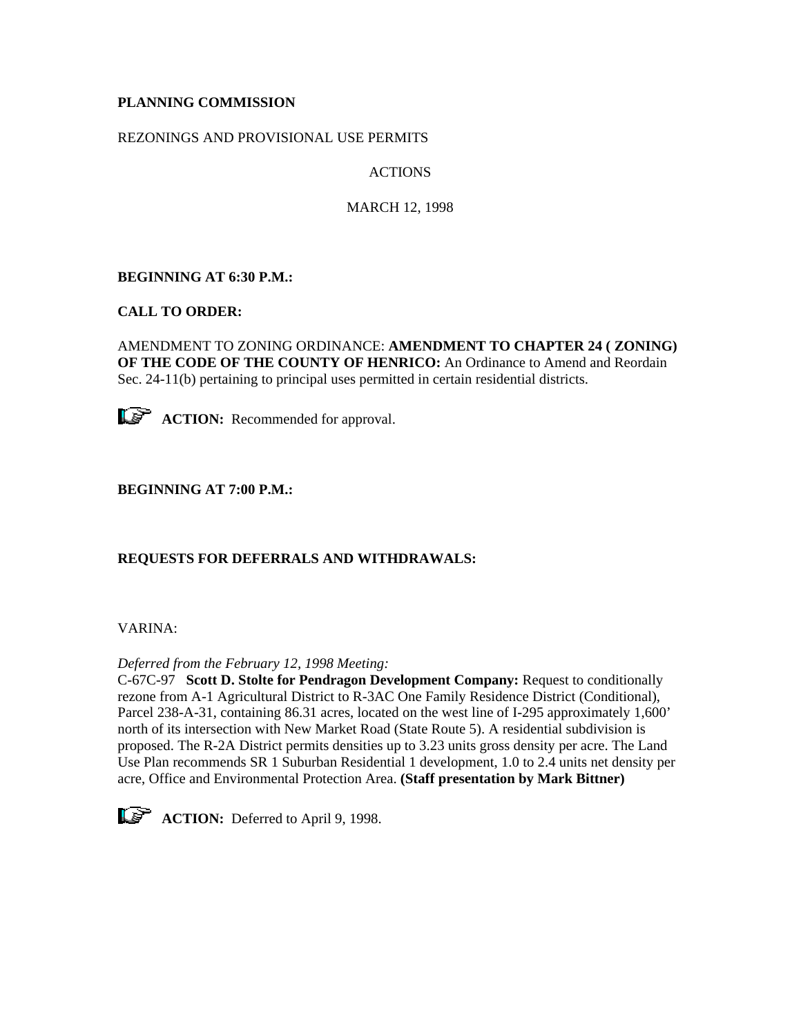**PLANNING COMMISSION**

REZONINGS AND PROVISIONAL USE PERMITS

ACTIONS

MARCH 12, 1998

**BEGINNING AT 6:30 P.M.:**

**CALL TO ORDER:**

AMENDMENT TO ZONING ORDINANCE: **AMENDMENT TO CHAPTER 24 ( ZONING) OF THE CODE OF THE COUNTY OF HENRICO:** An Ordinance to Amend and Reordain Sec. 24-11(b) pertaining to principal uses permitted in certain residential districts.

☞ **ACTION:** Recommended for approval.

**BEGINNING AT 7:00 P.M.:**

**REQUESTS FOR DEFERRALS AND WITHDRAWALS:**

VARINA:

*Deferred from the February 12, 1998 Meeting:*
C-67C-97 **Scott D. Stolte for Pendragon Development Company:** Request to conditionally rezone from A-1 Agricultural District to R-3AC One Family Residence District (Conditional), Parcel 238-A-31, containing 86.31 acres, located on the west line of I-295 approximately 1,600' north of its intersection with New Market Road (State Route 5). A residential subdivision is proposed. The R-2A District permits densities up to 3.23 units gross density per acre. The Land Use Plan recommends SR 1 Suburban Residential 1 development, 1.0 to 2.4 units net density per acre, Office and Environmental Protection Area. **(Staff presentation by Mark Bittner)**

☞ **ACTION:** Deferred to April 9, 1998.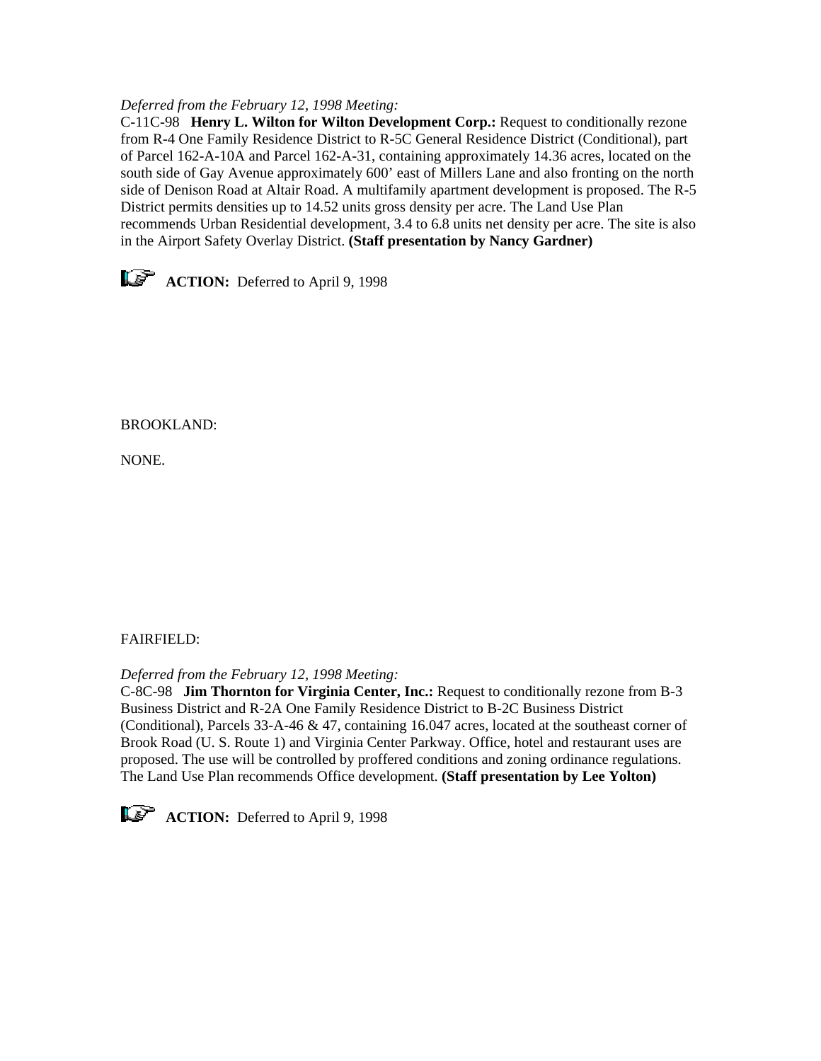*Deferred from the February 12, 1998 Meeting:*
C-11C-98 **Henry L. Wilton for Wilton Development Corp.:** Request to conditionally rezone from R-4 One Family Residence District to R-5C General Residence District (Conditional), part of Parcel 162-A-10A and Parcel 162-A-31, containing approximately 14.36 acres, located on the south side of Gay Avenue approximately 600' east of Millers Lane and also fronting on the north side of Denison Road at Altair Road. A multifamily apartment development is proposed. The R-5 District permits densities up to 14.52 units gross density per acre. The Land Use Plan recommends Urban Residential development, 3.4 to 6.8 units net density per acre. The site is also in the Airport Safety Overlay District. **(Staff presentation by Nancy Gardner)**

☞ **ACTION:** Deferred to April 9, 1998

BROOKLAND:

NONE.

FAIRFIELD:

*Deferred from the February 12, 1998 Meeting:*
C-8C-98 **Jim Thornton for Virginia Center, Inc.:** Request to conditionally rezone from B-3 Business District and R-2A One Family Residence District to B-2C Business District (Conditional), Parcels 33-A-46 & 47, containing 16.047 acres, located at the southeast corner of Brook Road (U. S. Route 1) and Virginia Center Parkway. Office, hotel and restaurant uses are proposed. The use will be controlled by proffered conditions and zoning ordinance regulations. The Land Use Plan recommends Office development. **(Staff presentation by Lee Yolton)**

☞ **ACTION:** Deferred to April 9, 1998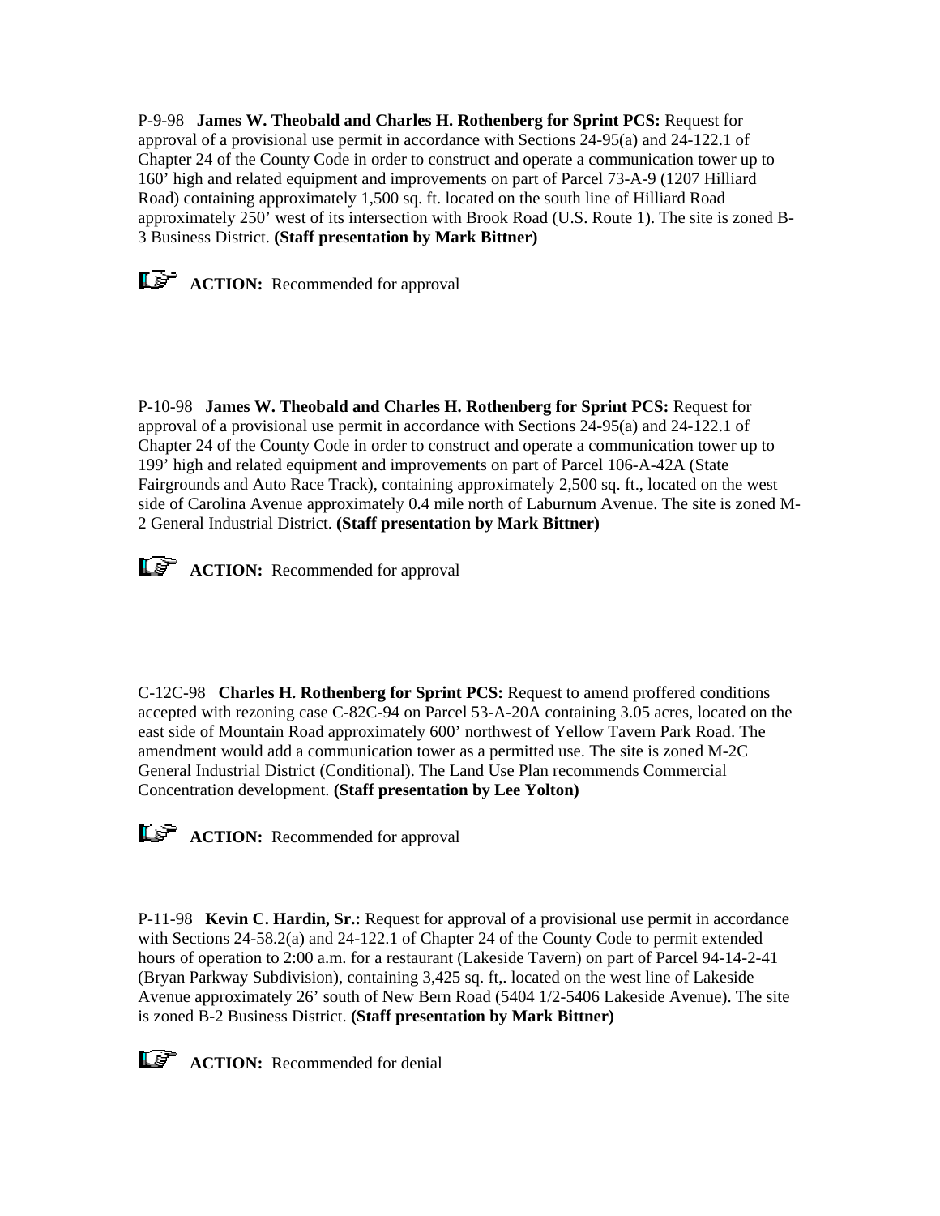P-9-98 **James W. Theobald and Charles H. Rothenberg for Sprint PCS:** Request for approval of a provisional use permit in accordance with Sections 24-95(a) and 24-122.1 of Chapter 24 of the County Code in order to construct and operate a communication tower up to 160' high and related equipment and improvements on part of Parcel 73-A-9 (1207 Hilliard Road) containing approximately 1,500 sq. ft. located on the south line of Hilliard Road approximately 250' west of its intersection with Brook Road (U.S. Route 1). The site is zoned B-3 Business District. **(Staff presentation by Mark Bittner)**

☞ **ACTION:** Recommended for approval

P-10-98 **James W. Theobald and Charles H. Rothenberg for Sprint PCS:** Request for approval of a provisional use permit in accordance with Sections 24-95(a) and 24-122.1 of Chapter 24 of the County Code in order to construct and operate a communication tower up to 199' high and related equipment and improvements on part of Parcel 106-A-42A (State Fairgrounds and Auto Race Track), containing approximately 2,500 sq. ft., located on the west side of Carolina Avenue approximately 0.4 mile north of Laburnum Avenue. The site is zoned M-2 General Industrial District. **(Staff presentation by Mark Bittner)**

☞ **ACTION:** Recommended for approval

C-12C-98 **Charles H. Rothenberg for Sprint PCS:** Request to amend proffered conditions accepted with rezoning case C-82C-94 on Parcel 53-A-20A containing 3.05 acres, located on the east side of Mountain Road approximately 600' northwest of Yellow Tavern Park Road. The amendment would add a communication tower as a permitted use. The site is zoned M-2C General Industrial District (Conditional). The Land Use Plan recommends Commercial Concentration development. **(Staff presentation by Lee Yolton)**

☞ **ACTION:** Recommended for approval

P-11-98 **Kevin C. Hardin, Sr.:** Request for approval of a provisional use permit in accordance with Sections 24-58.2(a) and 24-122.1 of Chapter 24 of the County Code to permit extended hours of operation to 2:00 a.m. for a restaurant (Lakeside Tavern) on part of Parcel 94-14-2-41 (Bryan Parkway Subdivision), containing 3,425 sq. ft,. located on the west line of Lakeside Avenue approximately 26' south of New Bern Road (5404 1/2-5406 Lakeside Avenue). The site is zoned B-2 Business District. **(Staff presentation by Mark Bittner)**

☞ **ACTION:** Recommended for denial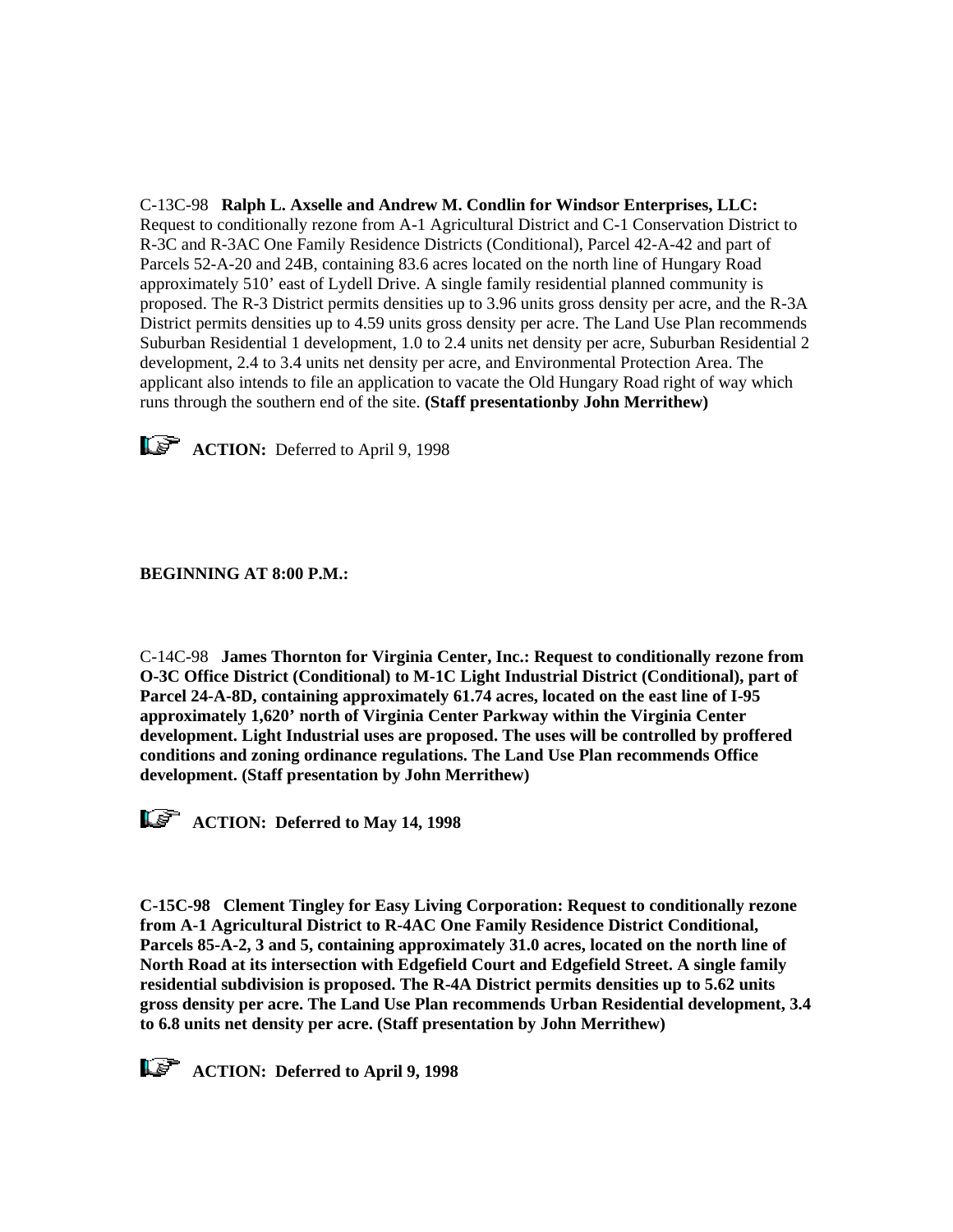C-13C-98 **Ralph L. Axselle and Andrew M. Condlin for Windsor Enterprises, LLC:** Request to conditionally rezone from A-1 Agricultural District and C-1 Conservation District to R-3C and R-3AC One Family Residence Districts (Conditional), Parcel 42-A-42 and part of Parcels 52-A-20 and 24B, containing 83.6 acres located on the north line of Hungary Road approximately 510' east of Lydell Drive. A single family residential planned community is proposed. The R-3 District permits densities up to 3.96 units gross density per acre, and the R-3A District permits densities up to 4.59 units gross density per acre. The Land Use Plan recommends Suburban Residential 1 development, 1.0 to 2.4 units net density per acre, Suburban Residential 2 development, 2.4 to 3.4 units net density per acre, and Environmental Protection Area. The applicant also intends to file an application to vacate the Old Hungary Road right of way which runs through the southern end of the site. **(Staff presentationby John Merrithew)**

**ACTION:** Deferred to April 9, 1998

**BEGINNING AT 8:00 P.M.:**

C-14C-98 **James Thornton for Virginia Center, Inc.: Request to conditionally rezone from O-3C Office District (Conditional) to M-1C Light Industrial District (Conditional), part of Parcel 24-A-8D, containing approximately 61.74 acres, located on the east line of I-95 approximately 1,620' north of Virginia Center Parkway within the Virginia Center development. Light Industrial uses are proposed. The uses will be controlled by proffered conditions and zoning ordinance regulations. The Land Use Plan recommends Office development. (Staff presentation by John Merrithew)**

**ACTION: Deferred to May 14, 1998**

**C-15C-98 Clement Tingley for Easy Living Corporation: Request to conditionally rezone from A-1 Agricultural District to R-4AC One Family Residence District Conditional, Parcels 85-A-2, 3 and 5, containing approximately 31.0 acres, located on the north line of North Road at its intersection with Edgefield Court and Edgefield Street. A single family residential subdivision is proposed. The R-4A District permits densities up to 5.62 units gross density per acre. The Land Use Plan recommends Urban Residential development, 3.4 to 6.8 units net density per acre. (Staff presentation by John Merrithew)**

**ACTION: Deferred to April 9, 1998**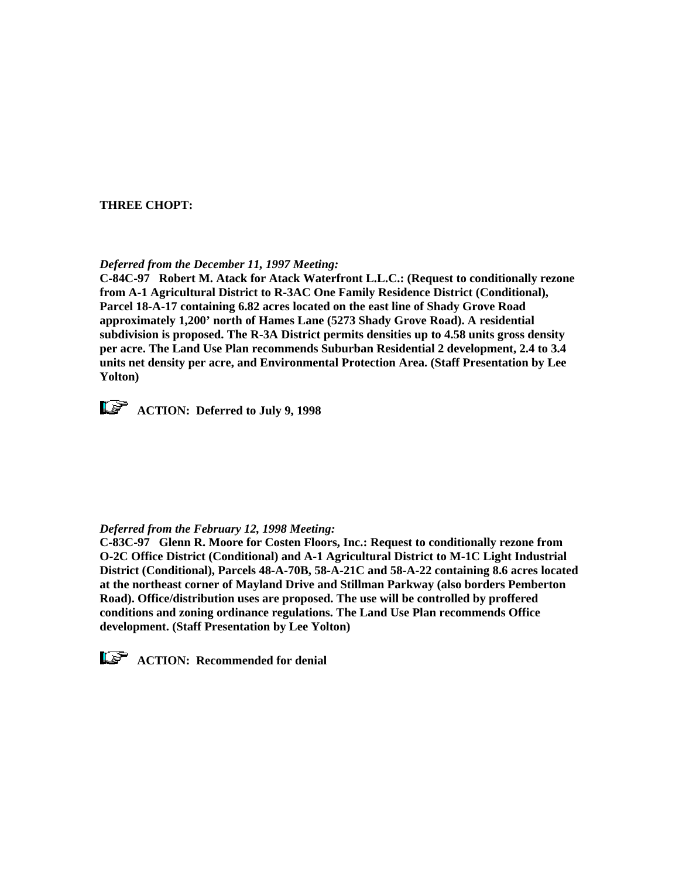**THREE CHOPT:**

***Deferred from the December 11, 1997 Meeting:***

**C-84C-97 Robert M. Atack for Atack Waterfront L.L.C.: (Request to conditionally rezone from A-1 Agricultural District to R-3AC One Family Residence District (Conditional), Parcel 18-A-17 containing 6.82 acres located on the east line of Shady Grove Road approximately 1,200' north of Hames Lane (5273 Shady Grove Road). A residential subdivision is proposed. The R-3A District permits densities up to 4.58 units gross density per acre. The Land Use Plan recommends Suburban Residential 2 development, 2.4 to 3.4 units net density per acre, and Environmental Protection Area. (Staff Presentation by Lee Yolton)**

**ACTION: Deferred to July 9, 1998**

***Deferred from the February 12, 1998 Meeting:***

**C-83C-97 Glenn R. Moore for Costen Floors, Inc.: Request to conditionally rezone from O-2C Office District (Conditional) and A-1 Agricultural District to M-1C Light Industrial District (Conditional), Parcels 48-A-70B, 58-A-21C and 58-A-22 containing 8.6 acres located at the northeast corner of Mayland Drive and Stillman Parkway (also borders Pemberton Road). Office/distribution uses are proposed. The use will be controlled by proffered conditions and zoning ordinance regulations. The Land Use Plan recommends Office development. (Staff Presentation by Lee Yolton)**

**ACTION: Recommended for denial**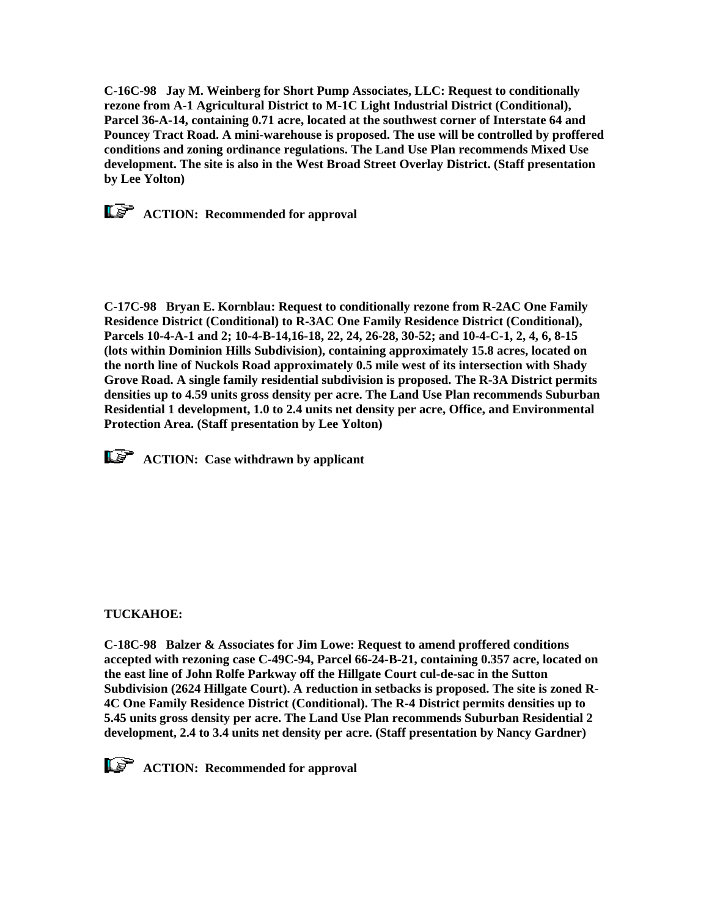**C-16C-98 Jay M. Weinberg for Short Pump Associates, LLC: Request to conditionally rezone from A-1 Agricultural District to M-1C Light Industrial District (Conditional), Parcel 36-A-14, containing 0.71 acre, located at the southwest corner of Interstate 64 and Pouncey Tract Road. A mini-warehouse is proposed. The use will be controlled by proffered conditions and zoning ordinance regulations. The Land Use Plan recommends Mixed Use development. The site is also in the West Broad Street Overlay District. (Staff presentation by Lee Yolton)**

☞ **ACTION: Recommended for approval**

**C-17C-98 Bryan E. Kornblau: Request to conditionally rezone from R-2AC One Family Residence District (Conditional) to R-3AC One Family Residence District (Conditional), Parcels 10-4-A-1 and 2; 10-4-B-14,16-18, 22, 24, 26-28, 30-52; and 10-4-C-1, 2, 4, 6, 8-15 (lots within Dominion Hills Subdivision), containing approximately 15.8 acres, located on the north line of Nuckols Road approximately 0.5 mile west of its intersection with Shady Grove Road. A single family residential subdivision is proposed. The R-3A District permits densities up to 4.59 units gross density per acre. The Land Use Plan recommends Suburban Residential 1 development, 1.0 to 2.4 units net density per acre, Office, and Environmental Protection Area. (Staff presentation by Lee Yolton)**

☞ **ACTION: Case withdrawn by applicant**

**TUCKAHOE:**

**C-18C-98 Balzer & Associates for Jim Lowe: Request to amend proffered conditions accepted with rezoning case C-49C-94, Parcel 66-24-B-21, containing 0.357 acre, located on the east line of John Rolfe Parkway off the Hillgate Court cul-de-sac in the Sutton Subdivision (2624 Hillgate Court). A reduction in setbacks is proposed. The site is zoned R-4C One Family Residence District (Conditional). The R-4 District permits densities up to 5.45 units gross density per acre. The Land Use Plan recommends Suburban Residential 2 development, 2.4 to 3.4 units net density per acre. (Staff presentation by Nancy Gardner)**

☞ **ACTION: Recommended for approval**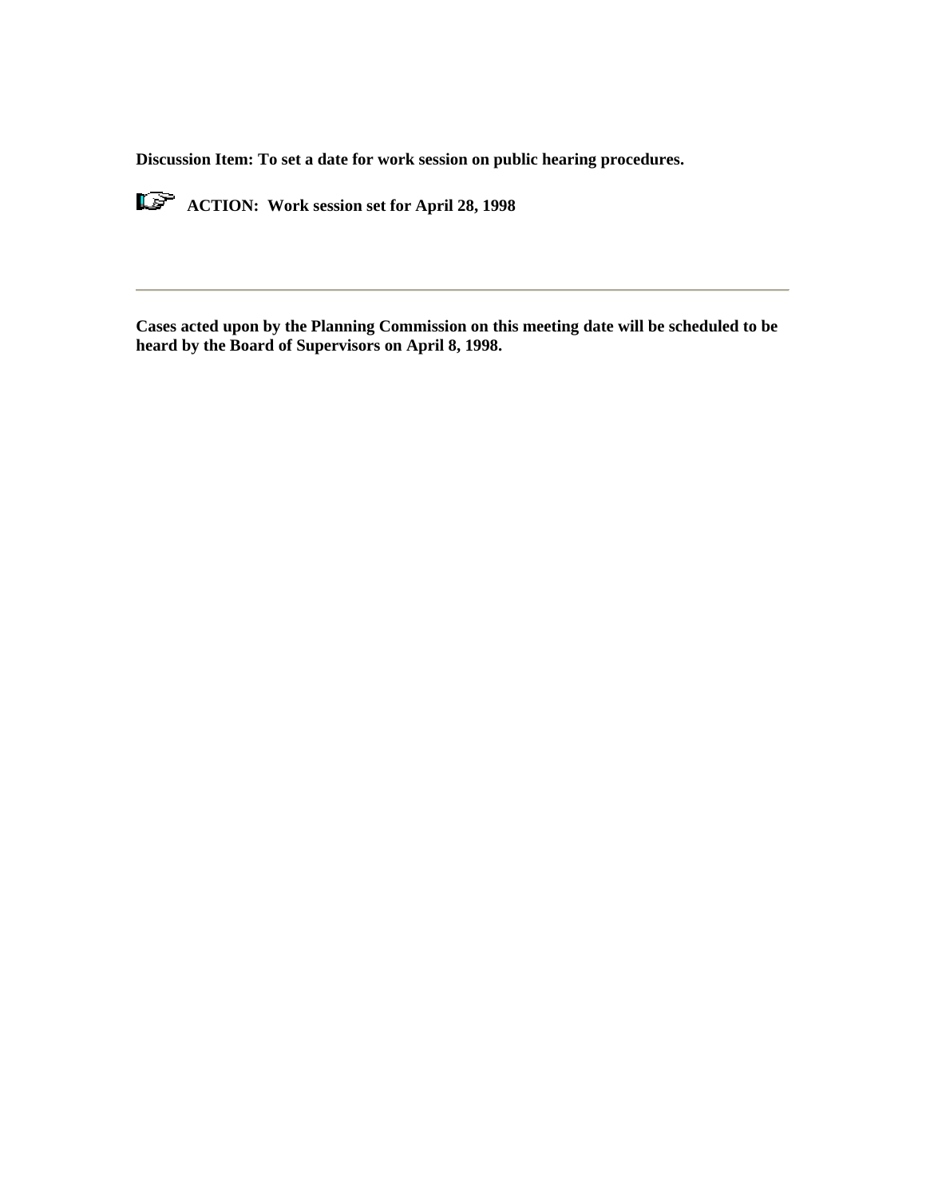**Discussion Item: To set a date for work session on public hearing procedures.**

☞ **ACTION: Work session set for April 28, 1998**

---

**Cases acted upon by the Planning Commission on this meeting date will be scheduled to be heard by the Board of Supervisors on April 8, 1998.**